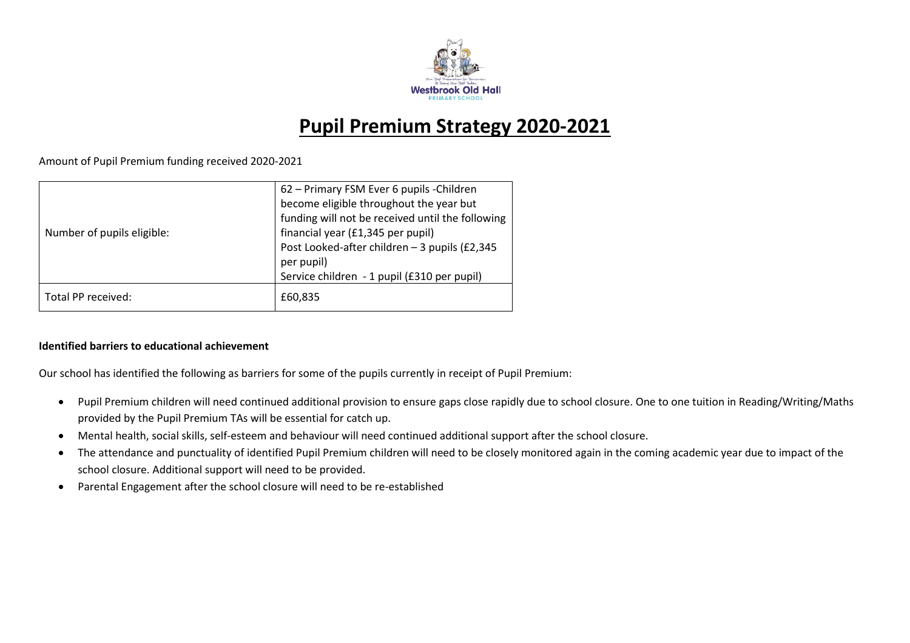# Pupil Premium Strategy 2020-2021

Amount of Pupil Premium funding received 2020-2021

| | |
|---|---|
| Number of pupils eligible: | 62 – Primary FSM Ever 6 pupils -Children become eligible throughout the year but funding will not be received until the following financial year (£1,345 per pupil)<br>Post Looked-after children – 3 pupils (£2,345 per pupil)<br>Service children - 1 pupil (£310 per pupil) |
| Total PP received: | £60,835 |

**Identified barriers to educational achievement**

Our school has identified the following as barriers for some of the pupils currently in receipt of Pupil Premium:

- Pupil Premium children will need continued additional provision to ensure gaps close rapidly due to school closure. One to one tuition in Reading/Writing/Maths provided by the Pupil Premium TAs will be essential for catch up.
- Mental health, social skills, self-esteem and behaviour will need continued additional support after the school closure.
- The attendance and punctuality of identified Pupil Premium children will need to be closely monitored again in the coming academic year due to impact of the school closure. Additional support will need to be provided.
- Parental Engagement after the school closure will need to be re-established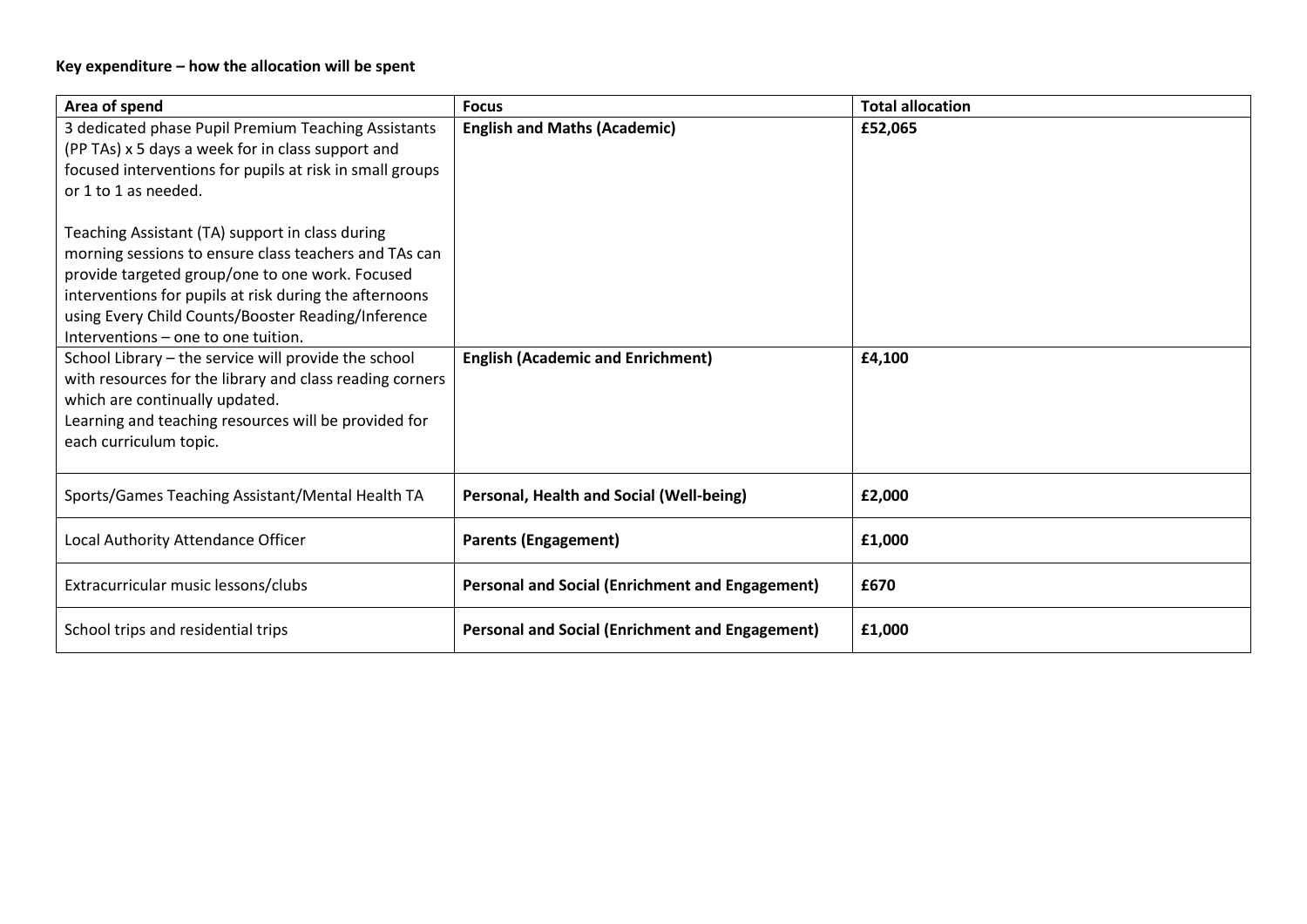**Key expenditure – how the allocation will be spent**

| Area of spend | Focus | Total allocation |
|---|---|---|
| 3 dedicated phase Pupil Premium Teaching Assistants (PP TAs) x 5 days a week for in class support and focused interventions for pupils at risk in small groups or 1 to 1 as needed.<br><br>Teaching Assistant (TA) support in class during morning sessions to ensure class teachers and TAs can provide targeted group/one to one work. Focused interventions for pupils at risk during the afternoons using Every Child Counts/Booster Reading/Inference Interventions – one to one tuition. | **English and Maths (Academic)** | **£52,065** |
| School Library – the service will provide the school with resources for the library and class reading corners which are continually updated.<br>Learning and teaching resources will be provided for each curriculum topic. | **English (Academic and Enrichment)** | **£4,100** |
| Sports/Games Teaching Assistant/Mental Health TA | **Personal, Health and Social (Well-being)** | **£2,000** |
| Local Authority Attendance Officer | **Parents (Engagement)** | **£1,000** |
| Extracurricular music lessons/clubs | **Personal and Social (Enrichment and Engagement)** | **£670** |
| School trips and residential trips | **Personal and Social (Enrichment and Engagement)** | **£1,000** |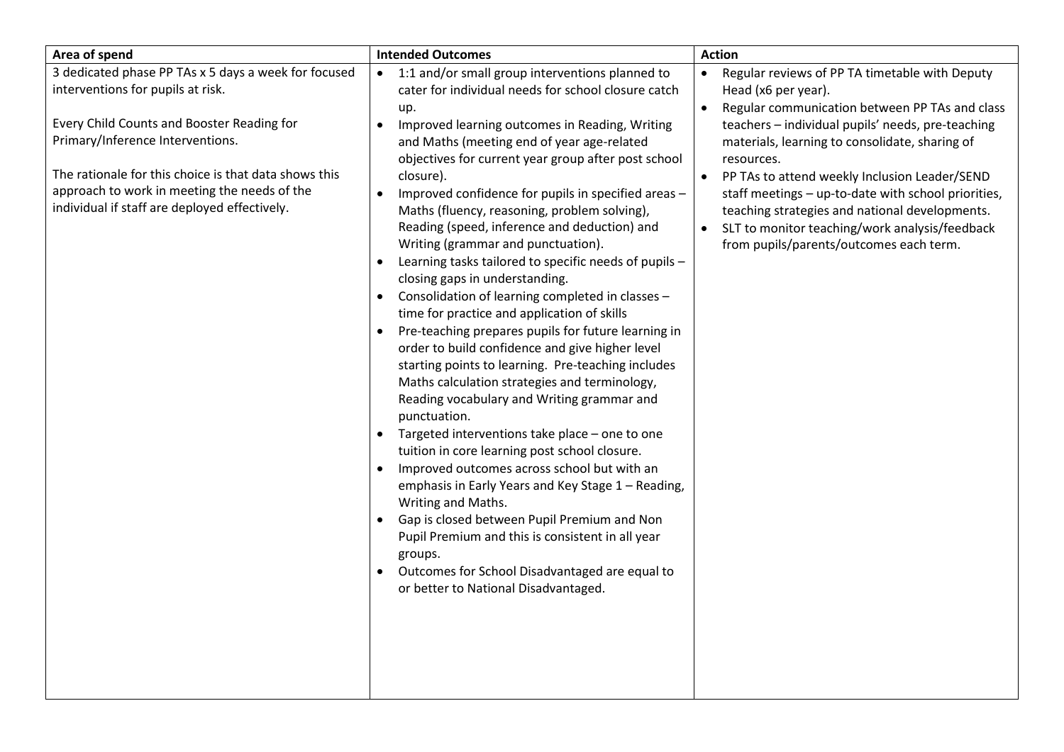| Area of spend | Intended Outcomes | Action |
|---|---|---|
| 3 dedicated phase PP TAs x 5 days a week for focused interventions for pupils at risk.<br><br>Every Child Counts and Booster Reading for Primary/Inference Interventions.<br><br>The rationale for this choice is that data shows this approach to work in meeting the needs of the individual if staff are deployed effectively. | • 1:1 and/or small group interventions planned to cater for individual needs for school closure catch up.<br>• Improved learning outcomes in Reading, Writing and Maths (meeting end of year age-related objectives for current year group after post school closure).<br>• Improved confidence for pupils in specified areas – Maths (fluency, reasoning, problem solving), Reading (speed, inference and deduction) and Writing (grammar and punctuation).<br>• Learning tasks tailored to specific needs of pupils – closing gaps in understanding.<br>• Consolidation of learning completed in classes – time for practice and application of skills<br>• Pre-teaching prepares pupils for future learning in order to build confidence and give higher level starting points to learning. Pre-teaching includes Maths calculation strategies and terminology, Reading vocabulary and Writing grammar and punctuation.<br>• Targeted interventions take place – one to one tuition in core learning post school closure.<br>• Improved outcomes across school but with an emphasis in Early Years and Key Stage 1 – Reading, Writing and Maths.<br>• Gap is closed between Pupil Premium and Non Pupil Premium and this is consistent in all year groups.<br>• Outcomes for School Disadvantaged are equal to or better to National Disadvantaged. | • Regular reviews of PP TA timetable with Deputy Head (x6 per year).<br>• Regular communication between PP TAs and class teachers – individual pupils' needs, pre-teaching materials, learning to consolidate, sharing of resources.<br>• PP TAs to attend weekly Inclusion Leader/SEND staff meetings – up-to-date with school priorities, teaching strategies and national developments.<br>• SLT to monitor teaching/work analysis/feedback from pupils/parents/outcomes each term. |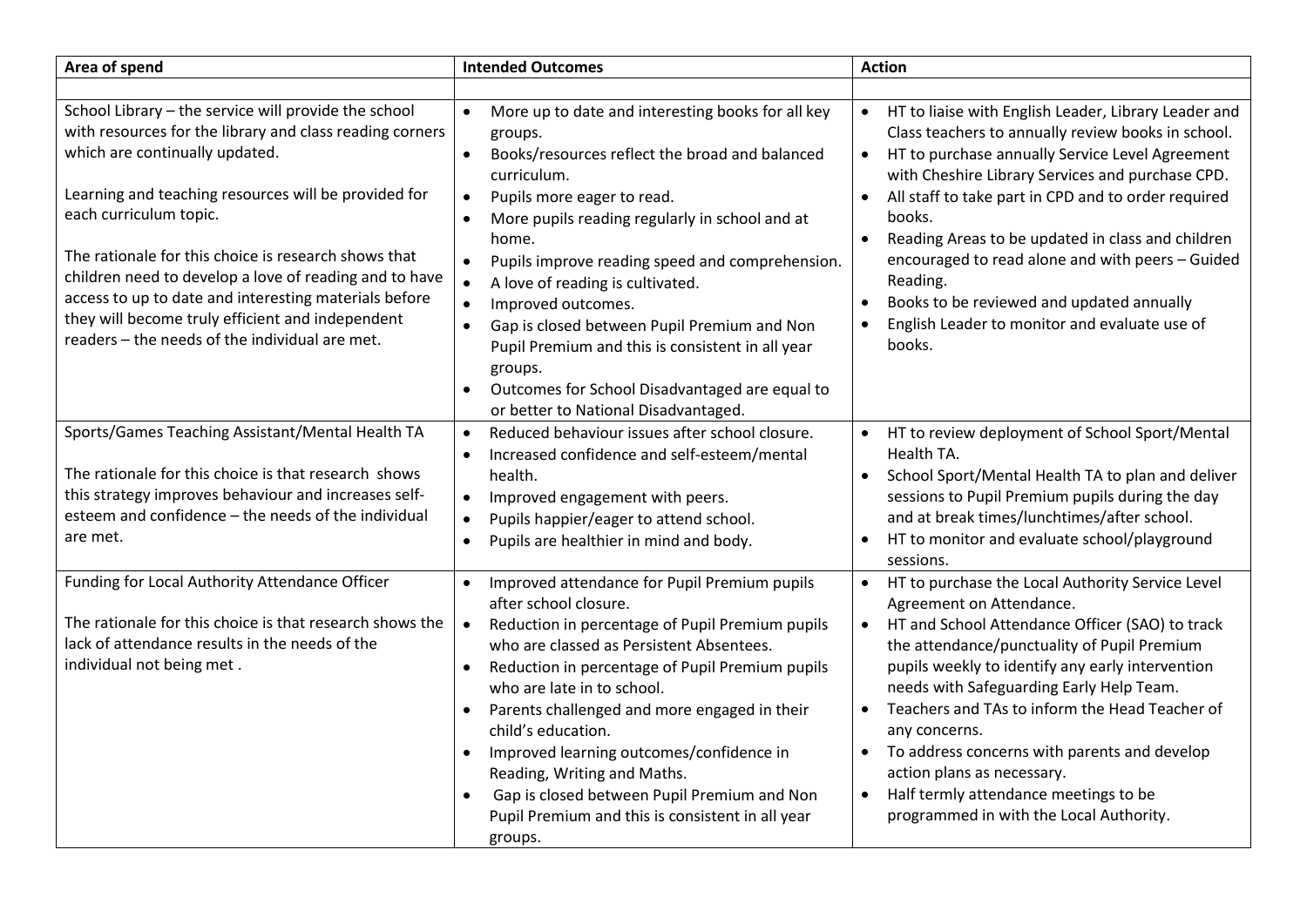| Area of spend | Intended Outcomes | Action |
|---|---|---|
| | | |
| School Library – the service will provide the school with resources for the library and class reading corners which are continually updated.<br><br>Learning and teaching resources will be provided for each curriculum topic.<br><br>The rationale for this choice is research shows that children need to develop a love of reading and to have access to up to date and interesting materials before they will become truly efficient and independent readers – the needs of the individual are met. | • More up to date and interesting books for all key groups.<br>• Books/resources reflect the broad and balanced curriculum.<br>• Pupils more eager to read.<br>• More pupils reading regularly in school and at home.<br>• Pupils improve reading speed and comprehension.<br>• A love of reading is cultivated.<br>• Improved outcomes.<br>• Gap is closed between Pupil Premium and Non Pupil Premium and this is consistent in all year groups.<br>• Outcomes for School Disadvantaged are equal to or better to National Disadvantaged. | • HT to liaise with English Leader, Library Leader and Class teachers to annually review books in school.<br>• HT to purchase annually Service Level Agreement with Cheshire Library Services and purchase CPD.<br>• All staff to take part in CPD and to order required books.<br>• Reading Areas to be updated in class and children encouraged to read alone and with peers – Guided Reading.<br>• Books to be reviewed and updated annually<br>• English Leader to monitor and evaluate use of books. |
| Sports/Games Teaching Assistant/Mental Health TA<br><br>The rationale for this choice is that research shows this strategy improves behaviour and increases self-esteem and confidence – the needs of the individual are met. | • Reduced behaviour issues after school closure.<br>• Increased confidence and self-esteem/mental health.<br>• Improved engagement with peers.<br>• Pupils happier/eager to attend school.<br>• Pupils are healthier in mind and body. | • HT to review deployment of School Sport/Mental Health TA.<br>• School Sport/Mental Health TA to plan and deliver sessions to Pupil Premium pupils during the day and at break times/lunchtimes/after school.<br>• HT to monitor and evaluate school/playground sessions. |
| Funding for Local Authority Attendance Officer<br><br>The rationale for this choice is that research shows the lack of attendance results in the needs of the individual not being met . | • Improved attendance for Pupil Premium pupils after school closure.<br>• Reduction in percentage of Pupil Premium pupils who are classed as Persistent Absentees.<br>• Reduction in percentage of Pupil Premium pupils who are late in to school.<br>• Parents challenged and more engaged in their child's education.<br>• Improved learning outcomes/confidence in Reading, Writing and Maths.<br>• Gap is closed between Pupil Premium and Non Pupil Premium and this is consistent in all year groups. | • HT to purchase the Local Authority Service Level Agreement on Attendance.<br>• HT and School Attendance Officer (SAO) to track the attendance/punctuality of Pupil Premium pupils weekly to identify any early intervention needs with Safeguarding Early Help Team.<br>• Teachers and TAs to inform the Head Teacher of any concerns.<br>• To address concerns with parents and develop action plans as necessary.<br>• Half termly attendance meetings to be programmed in with the Local Authority. |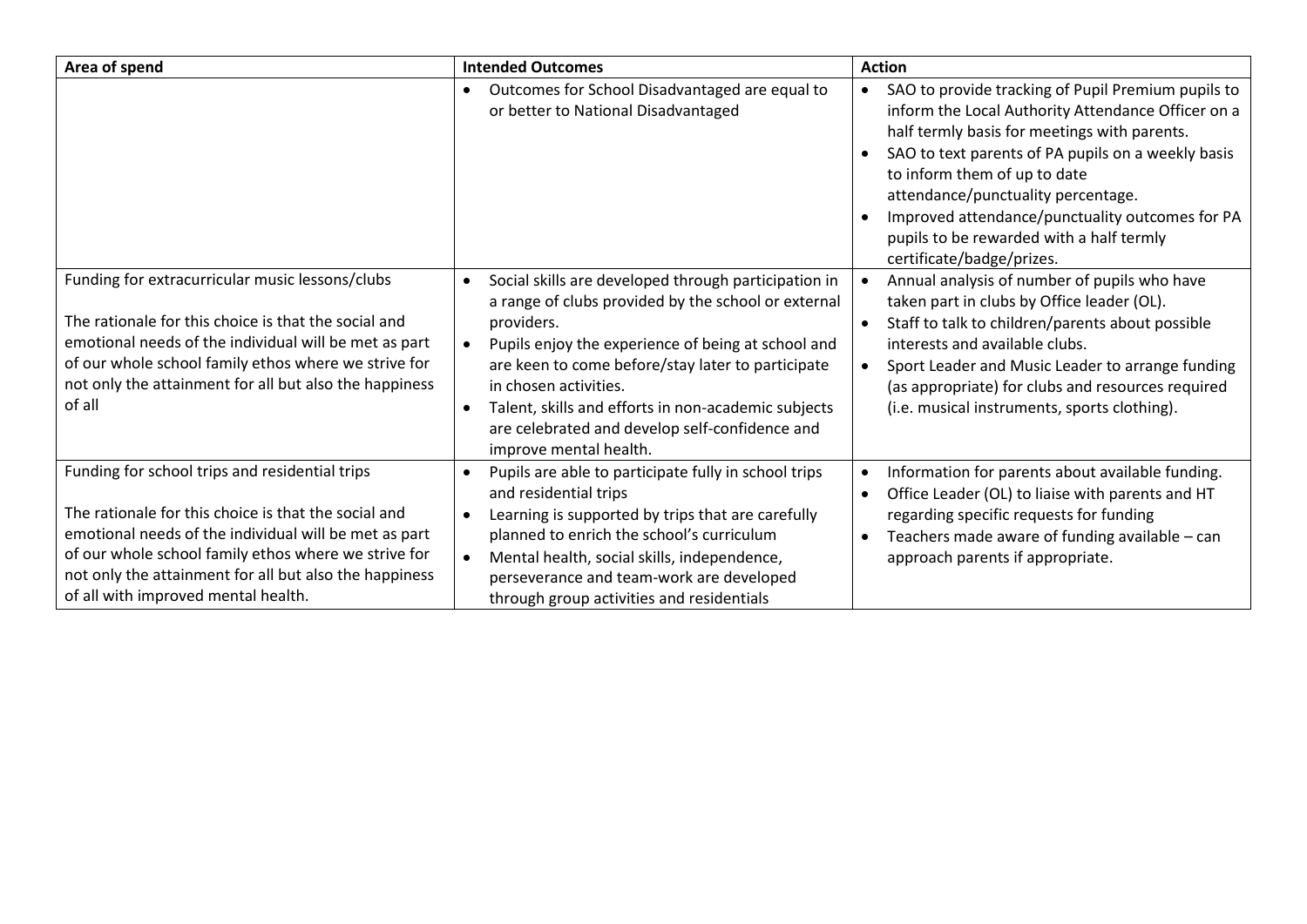| Area of spend | Intended Outcomes | Action |
|---|---|---|
| | • Outcomes for School Disadvantaged are equal to or better to National Disadvantaged | • SAO to provide tracking of Pupil Premium pupils to inform the Local Authority Attendance Officer on a half termly basis for meetings with parents.<br>• SAO to text parents of PA pupils on a weekly basis to inform them of up to date attendance/punctuality percentage.<br>• Improved attendance/punctuality outcomes for PA pupils to be rewarded with a half termly certificate/badge/prizes. |
| Funding for extracurricular music lessons/clubs<br><br>The rationale for this choice is that the social and emotional needs of the individual will be met as part of our whole school family ethos where we strive for not only the attainment for all but also the happiness of all | • Social skills are developed through participation in a range of clubs provided by the school or external providers.<br>• Pupils enjoy the experience of being at school and are keen to come before/stay later to participate in chosen activities.<br>• Talent, skills and efforts in non-academic subjects are celebrated and develop self-confidence and improve mental health. | • Annual analysis of number of pupils who have taken part in clubs by Office leader (OL).<br>• Staff to talk to children/parents about possible interests and available clubs.<br>• Sport Leader and Music Leader to arrange funding (as appropriate) for clubs and resources required (i.e. musical instruments, sports clothing). |
| Funding for school trips and residential trips<br><br>The rationale for this choice is that the social and emotional needs of the individual will be met as part of our whole school family ethos where we strive for not only the attainment for all but also the happiness of all with improved mental health. | • Pupils are able to participate fully in school trips and residential trips<br>• Learning is supported by trips that are carefully planned to enrich the school's curriculum<br>• Mental health, social skills, independence, perseverance and team-work are developed through group activities and residentials | • Information for parents about available funding.<br>• Office Leader (OL) to liaise with parents and HT regarding specific requests for funding<br>• Teachers made aware of funding available – can approach parents if appropriate. |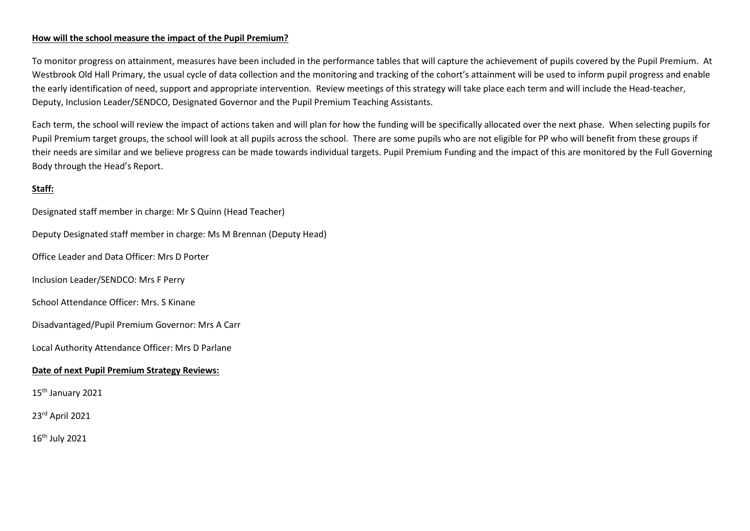**How will the school measure the impact of the Pupil Premium?**

To monitor progress on attainment, measures have been included in the performance tables that will capture the achievement of pupils covered by the Pupil Premium. At Westbrook Old Hall Primary, the usual cycle of data collection and the monitoring and tracking of the cohort's attainment will be used to inform pupil progress and enable the early identification of need, support and appropriate intervention. Review meetings of this strategy will take place each term and will include the Head-teacher, Deputy, Inclusion Leader/SENDCO, Designated Governor and the Pupil Premium Teaching Assistants.

Each term, the school will review the impact of actions taken and will plan for how the funding will be specifically allocated over the next phase. When selecting pupils for Pupil Premium target groups, the school will look at all pupils across the school. There are some pupils who are not eligible for PP who will benefit from these groups if their needs are similar and we believe progress can be made towards individual targets. Pupil Premium Funding and the impact of this are monitored by the Full Governing Body through the Head's Report.

**Staff:**

Designated staff member in charge: Mr S Quinn (Head Teacher)

Deputy Designated staff member in charge: Ms M Brennan (Deputy Head)

Office Leader and Data Officer: Mrs D Porter

Inclusion Leader/SENDCO: Mrs F Perry

School Attendance Officer: Mrs. S Kinane

Disadvantaged/Pupil Premium Governor: Mrs A Carr

Local Authority Attendance Officer: Mrs D Parlane

**Date of next Pupil Premium Strategy Reviews:**

15th January 2021

23rd April 2021

16th July 2021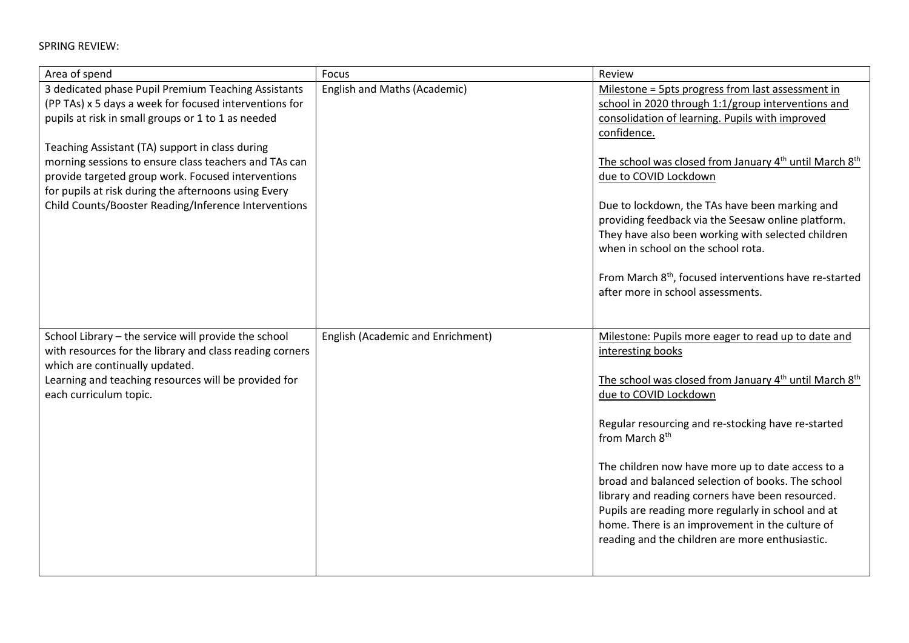SPRING REVIEW:

| Area of spend | Focus | Review |
|---|---|---|
| 3 dedicated phase Pupil Premium Teaching Assistants (PP TAs) x 5 days a week for focused interventions for pupils at risk in small groups or 1 to 1 as needed<br><br>Teaching Assistant (TA) support in class during morning sessions to ensure class teachers and TAs can provide targeted group work. Focused interventions for pupils at risk during the afternoons using Every Child Counts/Booster Reading/Inference Interventions | English and Maths (Academic) | Milestone = 5pts progress from last assessment in school in 2020 through 1:1/group interventions and consolidation of learning. Pupils with improved confidence.<br><br>The school was closed from January 4th until March 8th due to COVID Lockdown<br><br>Due to lockdown, the TAs have been marking and providing feedback via the Seesaw online platform. They have also been working with selected children when in school on the school rota.<br><br>From March 8th, focused interventions have re-started after more in school assessments. |
| School Library – the service will provide the school with resources for the library and class reading corners which are continually updated.<br>Learning and teaching resources will be provided for each curriculum topic. | English (Academic and Enrichment) | Milestone: Pupils more eager to read up to date and interesting books<br><br>The school was closed from January 4th until March 8th due to COVID Lockdown<br><br>Regular resourcing and re-stocking have re-started from March 8th<br><br>The children now have more up to date access to a broad and balanced selection of books. The school library and reading corners have been resourced. Pupils are reading more regularly in school and at home. There is an improvement in the culture of reading and the children are more enthusiastic. |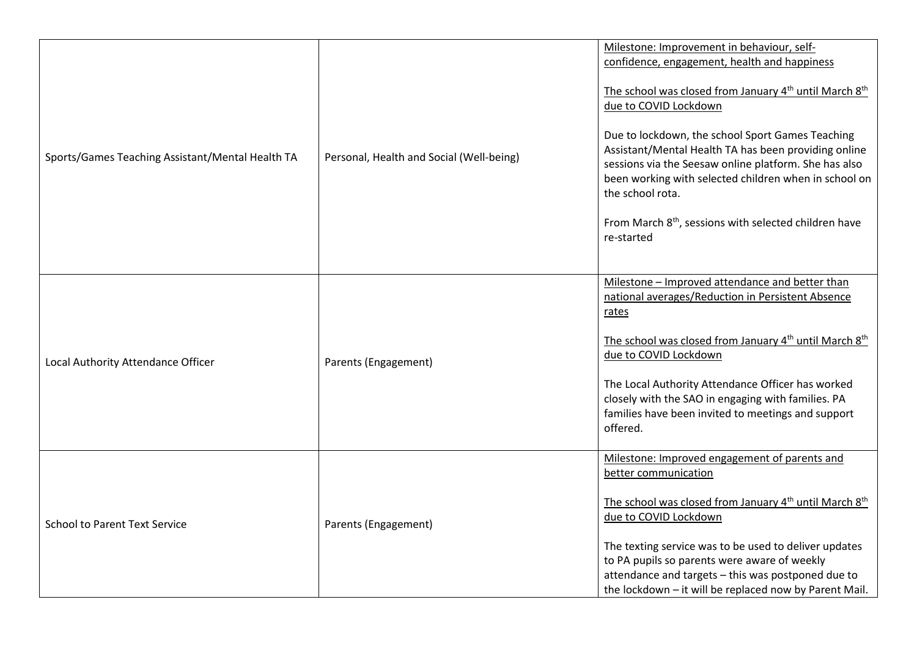| | | |
|---|---|---|
| Sports/Games Teaching Assistant/Mental Health TA | Personal, Health and Social (Well-being) | Milestone: Improvement in behaviour, self-confidence, engagement, health and happiness<br><br>The school was closed from January 4th until March 8th due to COVID Lockdown<br><br>Due to lockdown, the school Sport Games Teaching Assistant/Mental Health TA has been providing online sessions via the Seesaw online platform. She has also been working with selected children when in school on the school rota.<br><br>From March 8th, sessions with selected children have re-started |
| Local Authority Attendance Officer | Parents (Engagement) | Milestone – Improved attendance and better than national averages/Reduction in Persistent Absence rates<br><br>The school was closed from January 4th until March 8th due to COVID Lockdown<br><br>The Local Authority Attendance Officer has worked closely with the SAO in engaging with families. PA families have been invited to meetings and support offered. |
| School to Parent Text Service | Parents (Engagement) | Milestone: Improved engagement of parents and better communication<br><br>The school was closed from January 4th until March 8th due to COVID Lockdown<br><br>The texting service was to be used to deliver updates to PA pupils so parents were aware of weekly attendance and targets – this was postponed due to the lockdown – it will be replaced now by Parent Mail. |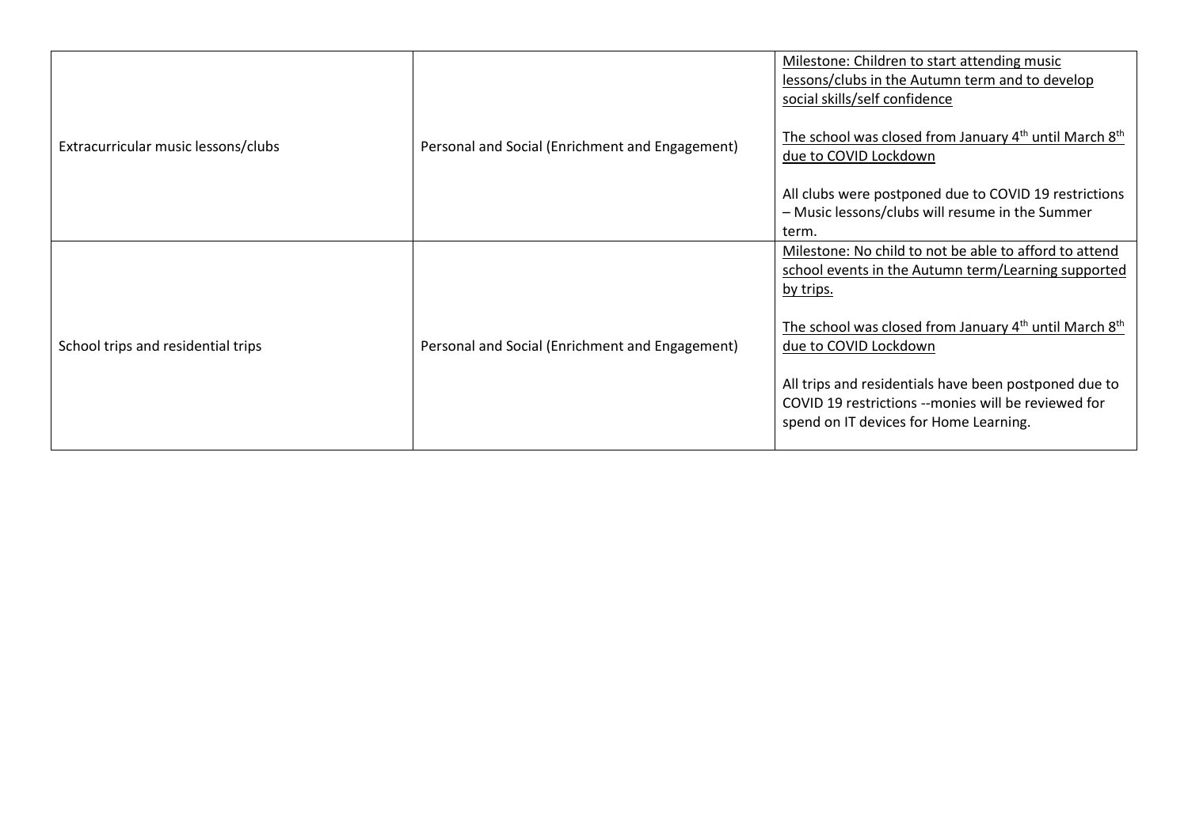| | | |
|---|---|---|
| Extracurricular music lessons/clubs | Personal and Social (Enrichment and Engagement) | Milestone: Children to start attending music lessons/clubs in the Autumn term and to develop social skills/self confidence<br><br>The school was closed from January 4th until March 8th due to COVID Lockdown<br><br>All clubs were postponed due to COVID 19 restrictions – Music lessons/clubs will resume in the Summer term. |
| School trips and residential trips | Personal and Social (Enrichment and Engagement) | Milestone: No child to not be able to afford to attend school events in the Autumn term/Learning supported by trips.<br><br>The school was closed from January 4th until March 8th due to COVID Lockdown<br><br>All trips and residentials have been postponed due to COVID 19 restrictions --monies will be reviewed for spend on IT devices for Home Learning. |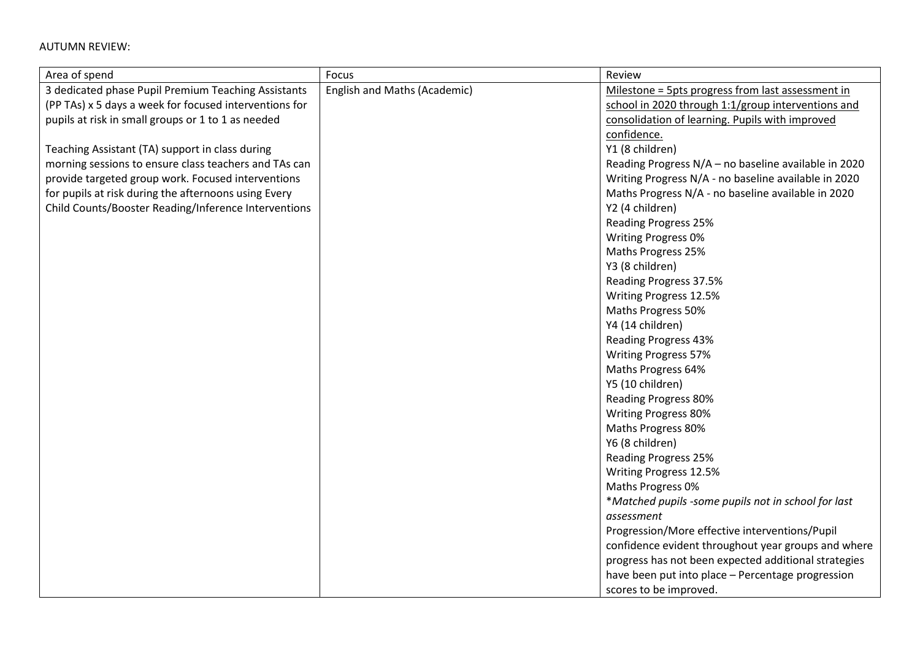AUTUMN REVIEW:

| Area of spend | Focus | Review |
|---|---|---|
| 3 dedicated phase Pupil Premium Teaching Assistants (PP TAs) x 5 days a week for focused interventions for pupils at risk in small groups or 1 to 1 as needed<br><br>Teaching Assistant (TA) support in class during morning sessions to ensure class teachers and TAs can provide targeted group work. Focused interventions for pupils at risk during the afternoons using Every Child Counts/Booster Reading/Inference Interventions | English and Maths (Academic) | <u>Milestone = 5pts progress from last assessment in school in 2020 through 1:1/group interventions and consolidation of learning. Pupils with improved confidence.</u><br>Y1 (8 children)<br>Reading Progress N/A – no baseline available in 2020<br>Writing Progress N/A - no baseline available in 2020<br>Maths Progress N/A - no baseline available in 2020<br>Y2 (4 children)<br>Reading Progress 25%<br>Writing Progress 0%<br>Maths Progress 25%<br>Y3 (8 children)<br>Reading Progress 37.5%<br>Writing Progress 12.5%<br>Maths Progress 50%<br>Y4 (14 children)<br>Reading Progress 43%<br>Writing Progress 57%<br>Maths Progress 64%<br>Y5 (10 children)<br>Reading Progress 80%<br>Writing Progress 80%<br>Maths Progress 80%<br>Y6 (8 children)<br>Reading Progress 25%<br>Writing Progress 12.5%<br>Maths Progress 0%<br>**Matched pupils -some pupils not in school for last assessment*<br>Progression/More effective interventions/Pupil confidence evident throughout year groups and where progress has not been expected additional strategies have been put into place – Percentage progression scores to be improved. |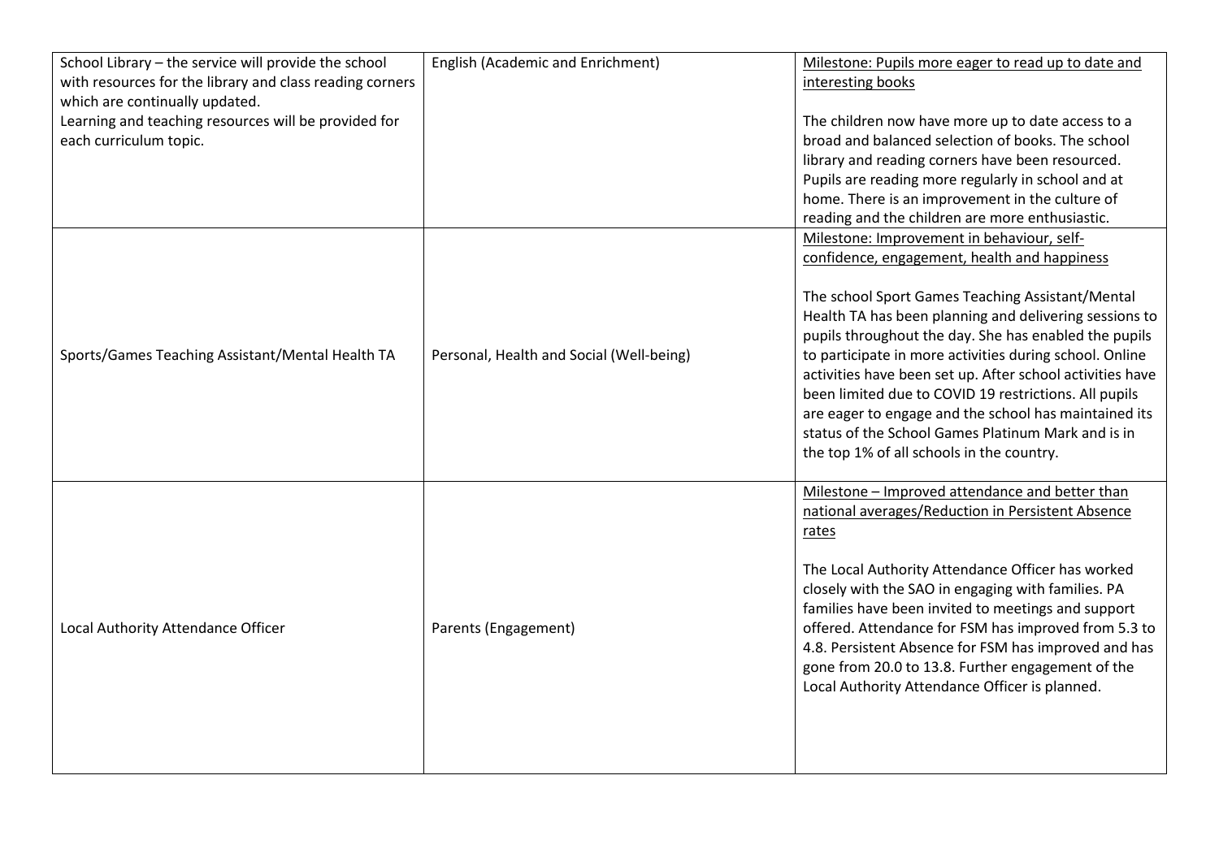| | | |
|---|---|---|
| School Library – the service will provide the school with resources for the library and class reading corners which are continually updated.<br>Learning and teaching resources will be provided for each curriculum topic. | English (Academic and Enrichment) | <u>Milestone: Pupils more eager to read up to date and interesting books</u><br><br>The children now have more up to date access to a broad and balanced selection of books. The school library and reading corners have been resourced. Pupils are reading more regularly in school and at home. There is an improvement in the culture of reading and the children are more enthusiastic. |
| Sports/Games Teaching Assistant/Mental Health TA | Personal, Health and Social (Well-being) | <u>Milestone: Improvement in behaviour, self-confidence, engagement, health and happiness</u><br><br>The school Sport Games Teaching Assistant/Mental Health TA has been planning and delivering sessions to pupils throughout the day. She has enabled the pupils to participate in more activities during school. Online activities have been set up. After school activities have been limited due to COVID 19 restrictions. All pupils are eager to engage and the school has maintained its status of the School Games Platinum Mark and is in the top 1% of all schools in the country. |
| Local Authority Attendance Officer | Parents (Engagement) | <u>Milestone – Improved attendance and better than national averages/Reduction in Persistent Absence rates</u><br><br>The Local Authority Attendance Officer has worked closely with the SAO in engaging with families. PA families have been invited to meetings and support offered. Attendance for FSM has improved from 5.3 to 4.8. Persistent Absence for FSM has improved and has gone from 20.0 to 13.8. Further engagement of the Local Authority Attendance Officer is planned. |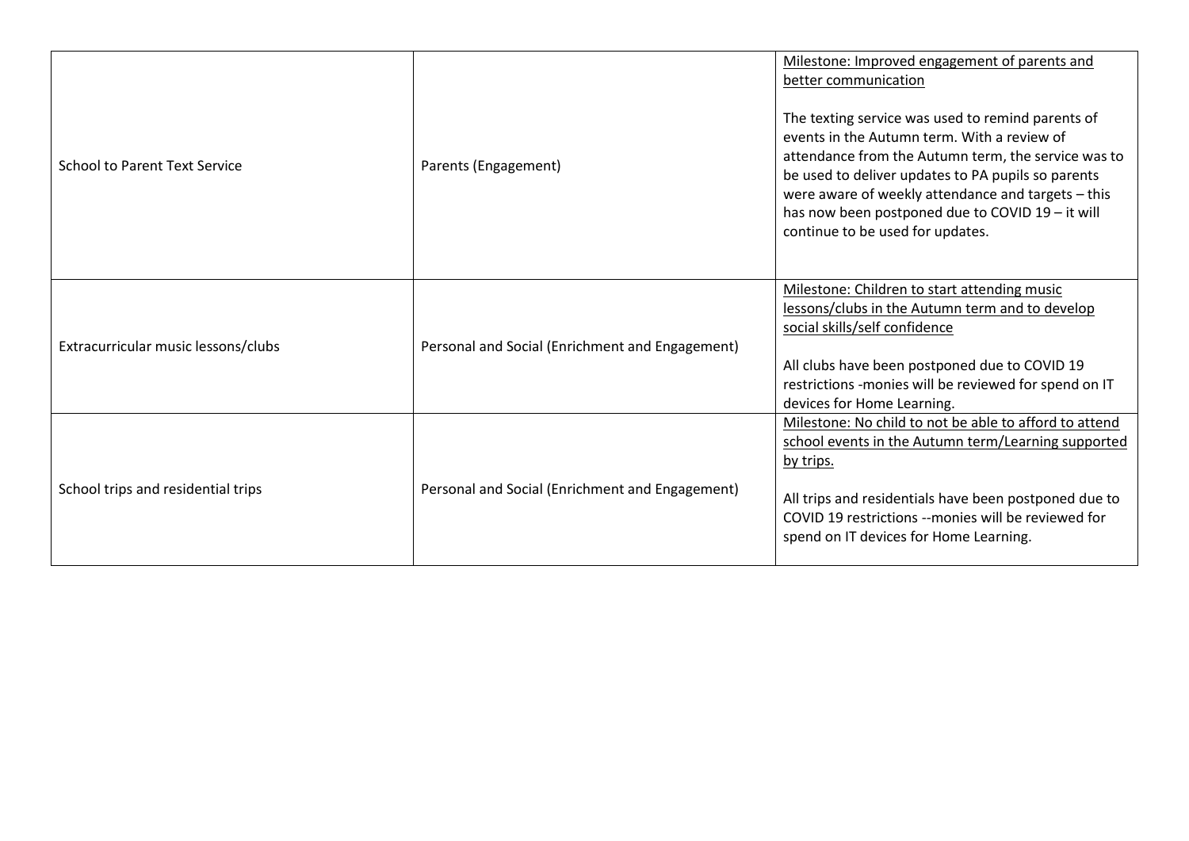| | | |
|---|---|---|
| School to Parent Text Service | Parents (Engagement) | Milestone: Improved engagement of parents and better communication<br><br>The texting service was used to remind parents of events in the Autumn term. With a review of attendance from the Autumn term, the service was to be used to deliver updates to PA pupils so parents were aware of weekly attendance and targets – this has now been postponed due to COVID 19 – it will continue to be used for updates. |
| Extracurricular music lessons/clubs | Personal and Social (Enrichment and Engagement) | Milestone: Children to start attending music lessons/clubs in the Autumn term and to develop social skills/self confidence<br><br>All clubs have been postponed due to COVID 19 restrictions -monies will be reviewed for spend on IT devices for Home Learning. |
| School trips and residential trips | Personal and Social (Enrichment and Engagement) | Milestone: No child to not be able to afford to attend school events in the Autumn term/Learning supported by trips.<br><br>All trips and residentials have been postponed due to COVID 19 restrictions --monies will be reviewed for spend on IT devices for Home Learning. |